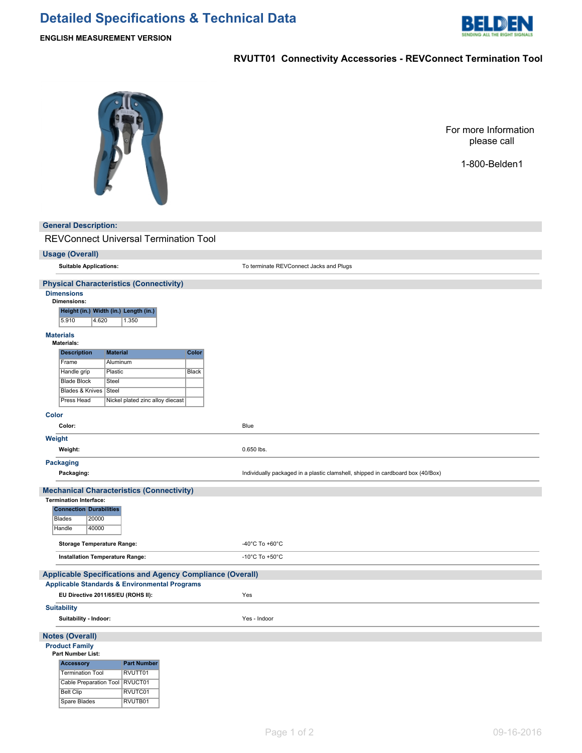# Detailed Specifications & Technical Data

**ENGLISH MEASUREMENT VERSION**

BELDEN
SENDING ALL THE RIGHT SIGNALS

## RVUTT01 Connectivity Accessories - REVConnect Termination Tool

For more Information please call

1-800-Belden1

## General Description:

REVConnect Universal Termination Tool

## Usage (Overall)

**Suitable Applications:** To terminate REVConnect Jacks and Plugs

## Physical Characteristics (Connectivity)

### Dimensions

**Dimensions:**

| Height (in.) | Width (in.) | Length (in.) |
|---|---|---|
| 5.910 | 4.620 | 1.350 |

### Materials

**Materials:**

| Description | Material | Color |
|---|---|---|
| Frame | Aluminum | |
| Handle grip | Plastic | Black |
| Blade Block | Steel | |
| Blades & Knives | Steel | |
| Press Head | Nickel plated zinc alloy diecast | |

### Color

**Color:** Blue

### Weight

**Weight:** 0.650 lbs.

### Packaging

**Packaging:** Individually packaged in a plastic clamshell, shipped in cardboard box (40/Box)

## Mechanical Characteristics (Connectivity)

**Termination Interface:**

| Connection | Durabilities |
|---|---|
| Blades | 20000 |
| Handle | 40000 |

**Storage Temperature Range:** -40°C To +60°C

**Installation Temperature Range:** -10°C To +50°C

## Applicable Specifications and Agency Compliance (Overall)

### Applicable Standards & Environmental Programs

**EU Directive 2011/65/EU (ROHS II):** Yes

### Suitability

**Suitability - Indoor:** Yes - Indoor

## Notes (Overall)

### Product Family

**Part Number List:**

| Accessory | Part Number |
|---|---|
| Termination Tool | RVUTT01 |
| Cable Preparation Tool | RVUCT01 |
| Belt Clip | RVUTC01 |
| Spare Blades | RVUTB01 |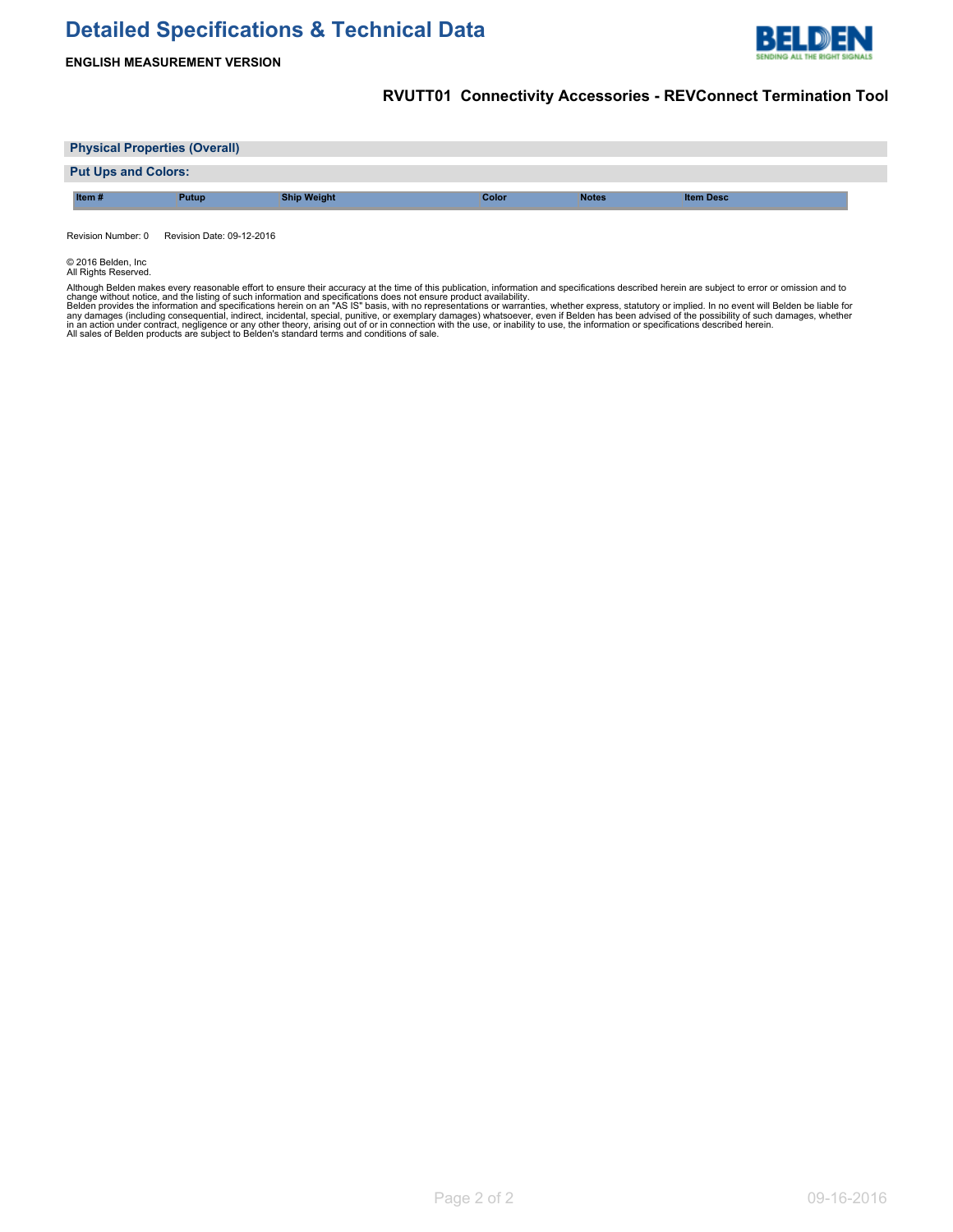## Physical Properties (Overall)

## Put Ups and Colors:

| Item # | Putup | Ship Weight | Color | Notes | Item Desc |
|---|---|---|---|---|---|

Revision Number: 0   Revision Date: 09-12-2016

© 2016 Belden, Inc
All Rights Reserved.

Although Belden makes every reasonable effort to ensure their accuracy at the time of this publication, information and specifications described herein are subject to error or omission and to change without notice, and the listing of such information and specifications does not ensure product availability.
Belden provides the information and specifications herein on an "AS IS" basis, with no representations or warranties, whether express, statutory or implied. In no event will Belden be liable for any damages (including consequential, indirect, incidental, special, punitive, or exemplary damages) whatsoever, even if Belden has been advised of the possibility of such damages, whether in an action under contract, negligence or any other theory, arising out of or in connection with the use, or inability to use, the information or specifications described herein.
All sales of Belden products are subject to Belden's standard terms and conditions of sale.